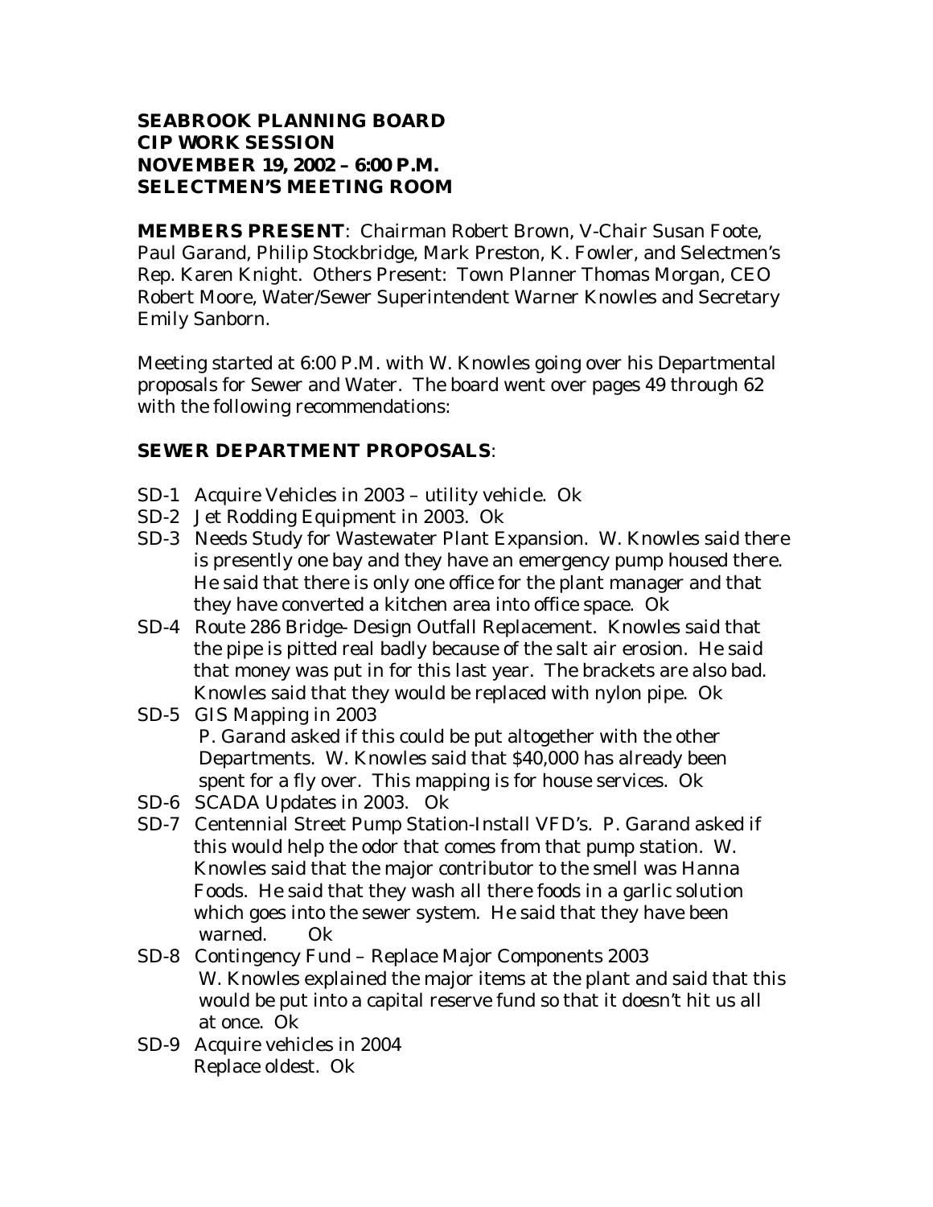**SEABROOK PLANNING BOARD**
**CIP WORK SESSION**
**NOVEMBER 19, 2002 – 6:00 P.M.**
**SELECTMEN'S MEETING ROOM**

**MEMBERS PRESENT**: Chairman Robert Brown, V-Chair Susan Foote, Paul Garand, Philip Stockbridge, Mark Preston, K. Fowler, and Selectmen's Rep. Karen Knight. Others Present: Town Planner Thomas Morgan, CEO Robert Moore, Water/Sewer Superintendent Warner Knowles and Secretary Emily Sanborn.

Meeting started at 6:00 P.M. with W. Knowles going over his Departmental proposals for Sewer and Water. The board went over pages 49 through 62 with the following recommendations:

**SEWER DEPARTMENT PROPOSALS**:

- SD-1 Acquire Vehicles in 2003 – utility vehicle. Ok
- SD-2 Jet Rodding Equipment in 2003. Ok
- SD-3 Needs Study for Wastewater Plant Expansion. W. Knowles said there is presently one bay and they have an emergency pump housed there. He said that there is only one office for the plant manager and that they have converted a kitchen area into office space. Ok
- SD-4 Route 286 Bridge- Design Outfall Replacement. Knowles said that the pipe is pitted real badly because of the salt air erosion. He said that money was put in for this last year. The brackets are also bad. Knowles said that they would be replaced with nylon pipe. Ok
- SD-5 GIS Mapping in 2003
  P. Garand asked if this could be put altogether with the other Departments. W. Knowles said that $40,000 has already been spent for a fly over. This mapping is for house services. Ok
- SD-6 SCADA Updates in 2003. Ok
- SD-7 Centennial Street Pump Station-Install VFD's. P. Garand asked if this would help the odor that comes from that pump station. W. Knowles said that the major contributor to the smell was Hanna Foods. He said that they wash all there foods in a garlic solution which goes into the sewer system. He said that they have been warned. Ok
- SD-8 Contingency Fund – Replace Major Components 2003
  W. Knowles explained the major items at the plant and said that this would be put into a capital reserve fund so that it doesn't hit us all at once. Ok
- SD-9 Acquire vehicles in 2004
  Replace oldest. Ok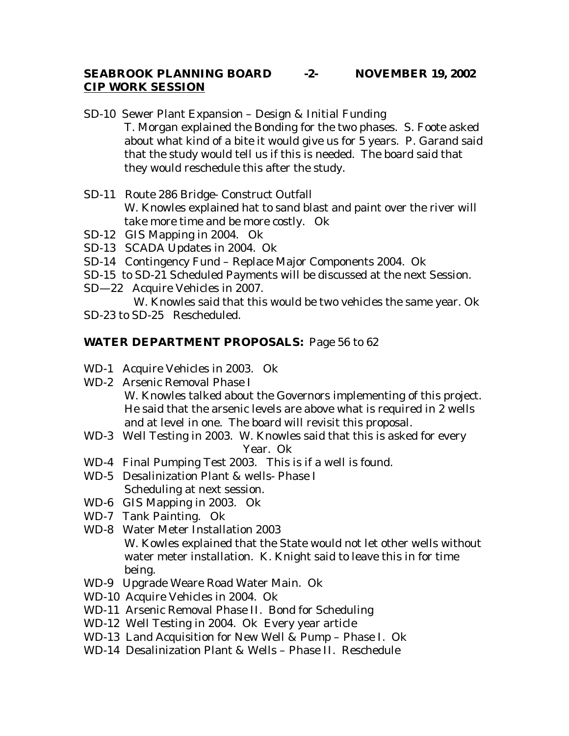**SEABROOK PLANNING BOARD -2- NOVEMBER 19, 2002**
**CIP WORK SESSION**

SD-10 Sewer Plant Expansion – Design & Initial Funding
T. Morgan explained the Bonding for the two phases. S. Foote asked about what kind of a bite it would give us for 5 years. P. Garand said that the study would tell us if this is needed. The board said that they would reschedule this after the study.

SD-11 Route 286 Bridge- Construct Outfall
W. Knowles explained hat to sand blast and paint over the river will take more time and be more costly. Ok

SD-12 GIS Mapping in 2004. Ok

SD-13 SCADA Updates in 2004. Ok

SD-14 Contingency Fund – Replace Major Components 2004. Ok

SD-15 to SD-21 Scheduled Payments will be discussed at the next Session.

SD—22 Acquire Vehicles in 2007.
W. Knowles said that this would be two vehicles the same year. Ok

SD-23 to SD-25 Rescheduled.

**WATER DEPARTMENT PROPOSALS:** Page 56 to 62

WD-1 Acquire Vehicles in 2003. Ok

WD-2 Arsenic Removal Phase I
W. Knowles talked about the Governors implementing of this project. He said that the arsenic levels are above what is required in 2 wells and at level in one. The board will revisit this proposal.

WD-3 Well Testing in 2003. W. Knowles said that this is asked for every Year. Ok

WD-4 Final Pumping Test 2003. This is if a well is found.

WD-5 Desalinization Plant & wells- Phase I
Scheduling at next session.

WD-6 GIS Mapping in 2003. Ok

WD-7 Tank Painting. Ok

WD-8 Water Meter Installation 2003
W. Kowles explained that the State would not let other wells without water meter installation. K. Knight said to leave this in for time being.

WD-9 Upgrade Weare Road Water Main. Ok

WD-10 Acquire Vehicles in 2004. Ok

WD-11 Arsenic Removal Phase II. Bond for Scheduling

WD-12 Well Testing in 2004. Ok Every year article

WD-13 Land Acquisition for New Well & Pump – Phase I. Ok

WD-14 Desalinization Plant & Wells – Phase II. Reschedule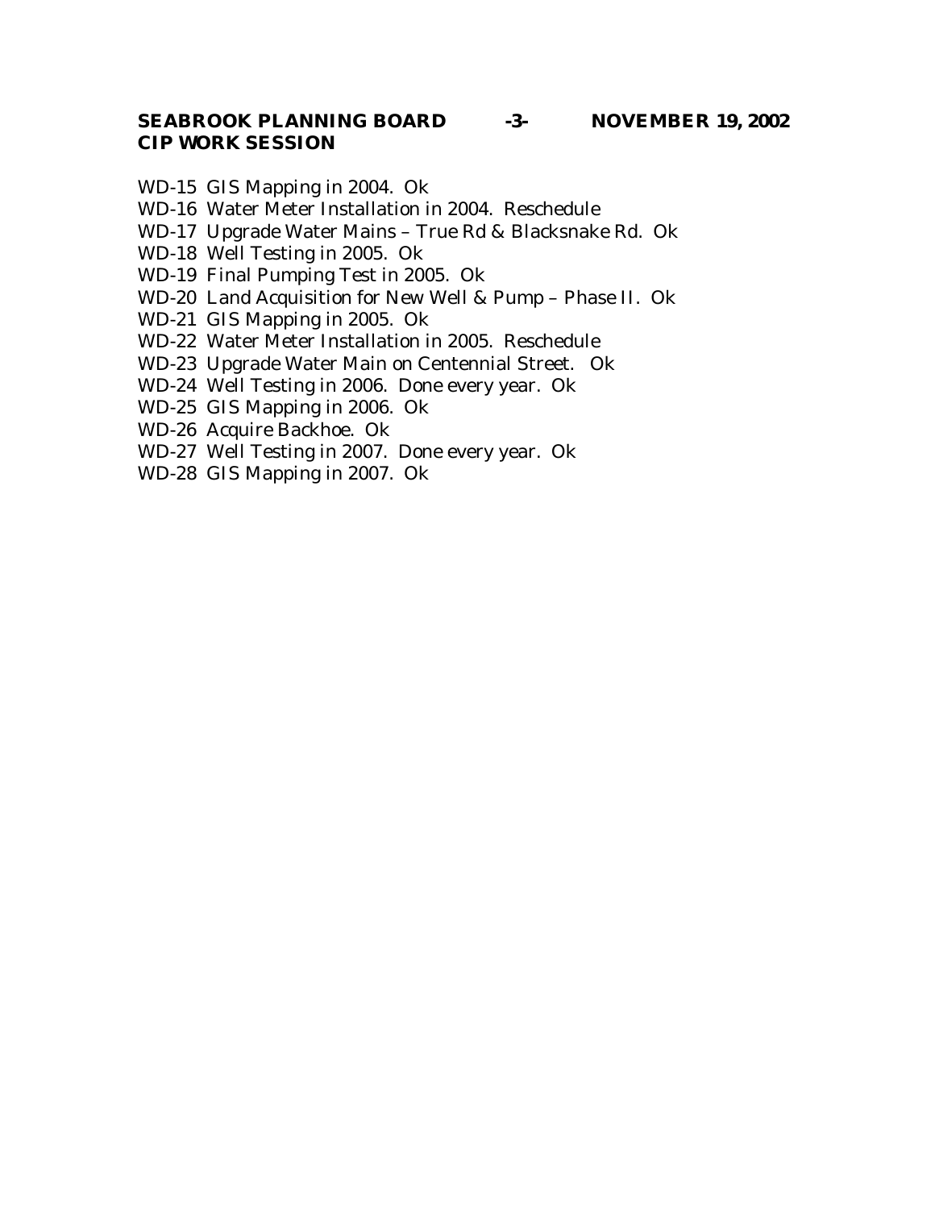WD-15 GIS Mapping in 2004. Ok
WD-16 Water Meter Installation in 2004. Reschedule
WD-17 Upgrade Water Mains – True Rd & Blacksnake Rd. Ok
WD-18 Well Testing in 2005. Ok
WD-19 Final Pumping Test in 2005. Ok
WD-20 Land Acquisition for New Well & Pump – Phase II. Ok
WD-21 GIS Mapping in 2005. Ok
WD-22 Water Meter Installation in 2005. Reschedule
WD-23 Upgrade Water Main on Centennial Street. Ok
WD-24 Well Testing in 2006. Done every year. Ok
WD-25 GIS Mapping in 2006. Ok
WD-26 Acquire Backhoe. Ok
WD-27 Well Testing in 2007. Done every year. Ok
WD-28 GIS Mapping in 2007. Ok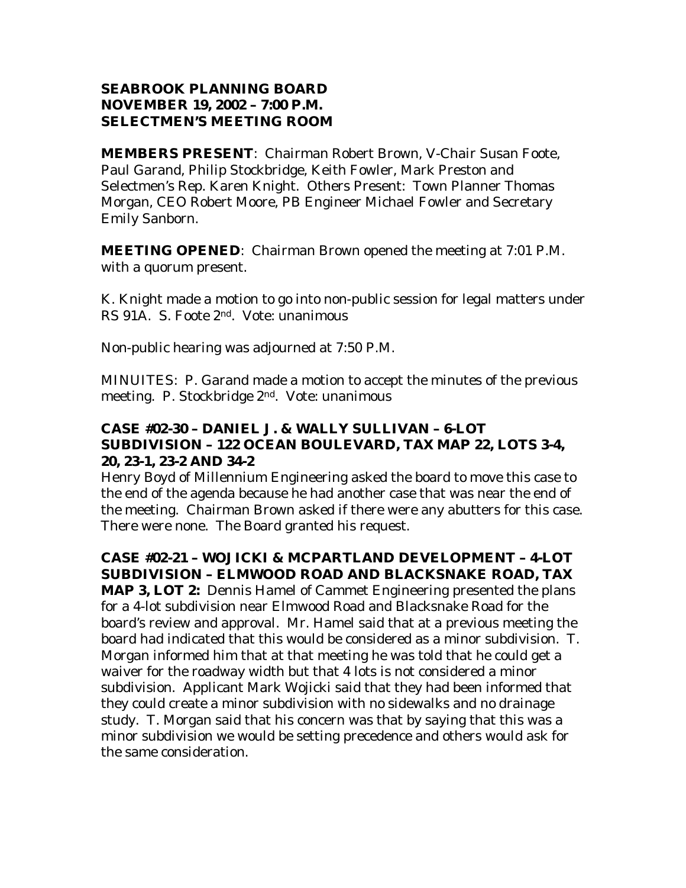**SEABROOK PLANNING BOARD**
**NOVEMBER 19, 2002 – 7:00 P.M.**
**SELECTMEN'S MEETING ROOM**

**MEMBERS PRESENT**: Chairman Robert Brown, V-Chair Susan Foote, Paul Garand, Philip Stockbridge, Keith Fowler, Mark Preston and Selectmen's Rep. Karen Knight. Others Present: Town Planner Thomas Morgan, CEO Robert Moore, PB Engineer Michael Fowler and Secretary Emily Sanborn.

**MEETING OPENED**: Chairman Brown opened the meeting at 7:01 P.M. with a quorum present.

K. Knight made a motion to go into non-public session for legal matters under RS 91A. S. Foote 2nd. Vote: unanimous

Non-public hearing was adjourned at 7:50 P.M.

MINUITES: P. Garand made a motion to accept the minutes of the previous meeting. P. Stockbridge 2nd. Vote: unanimous

**CASE #02-30 – DANIEL J. & WALLY SULLIVAN – 6-LOT SUBDIVISION – 122 OCEAN BOULEVARD, TAX MAP 22, LOTS 3-4, 20, 23-1, 23-2 AND 34-2**

Henry Boyd of Millennium Engineering asked the board to move this case to the end of the agenda because he had another case that was near the end of the meeting. Chairman Brown asked if there were any abutters for this case. There were none. The Board granted his request.

**CASE #02-21 – WOJICKI & MCPARTLAND DEVELOPMENT – 4-LOT SUBDIVISION – ELMWOOD ROAD AND BLACKSNAKE ROAD, TAX MAP 3, LOT 2:** Dennis Hamel of Cammet Engineering presented the plans for a 4-lot subdivision near Elmwood Road and Blacksnake Road for the board's review and approval. Mr. Hamel said that at a previous meeting the board had indicated that this would be considered as a minor subdivision. T. Morgan informed him that at that meeting he was told that he could get a waiver for the roadway width but that 4 lots is not considered a minor subdivision. Applicant Mark Wojicki said that they had been informed that they could create a minor subdivision with no sidewalks and no drainage study. T. Morgan said that his concern was that by saying that this was a minor subdivision we would be setting precedence and others would ask for the same consideration.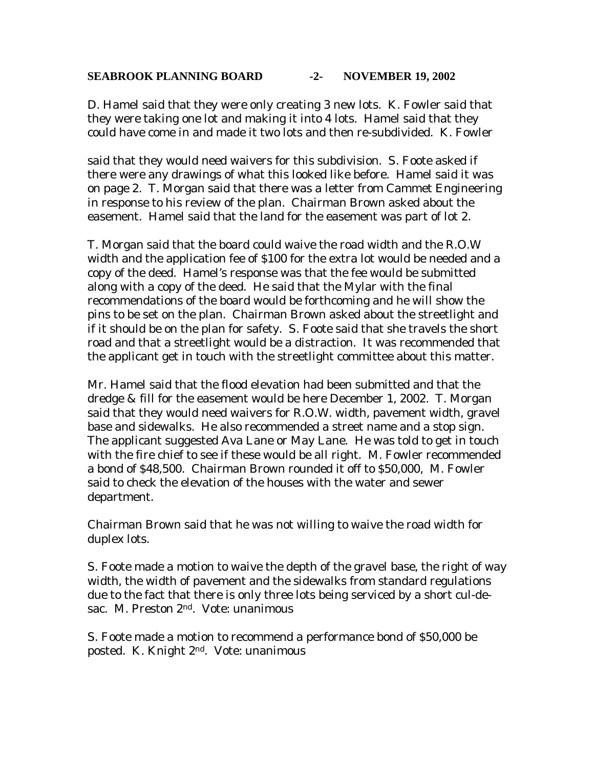D. Hamel said that they were only creating 3 new lots. K. Fowler said that they were taking one lot and making it into 4 lots. Hamel said that they could have come in and made it two lots and then re-subdivided. K. Fowler said that they would need waivers for this subdivision. S. Foote asked if there were any drawings of what this looked like before. Hamel said it was on page 2. T. Morgan said that there was a letter from Cammet Engineering in response to his review of the plan. Chairman Brown asked about the easement. Hamel said that the land for the easement was part of lot 2.

T. Morgan said that the board could waive the road width and the R.O.W width and the application fee of $100 for the extra lot would be needed and a copy of the deed. Hamel's response was that the fee would be submitted along with a copy of the deed. He said that the Mylar with the final recommendations of the board would be forthcoming and he will show the pins to be set on the plan. Chairman Brown asked about the streetlight and if it should be on the plan for safety. S. Foote said that she travels the short road and that a streetlight would be a distraction. It was recommended that the applicant get in touch with the streetlight committee about this matter.

Mr. Hamel said that the flood elevation had been submitted and that the dredge & fill for the easement would be here December 1, 2002. T. Morgan said that they would need waivers for R.O.W. width, pavement width, gravel base and sidewalks. He also recommended a street name and a stop sign. The applicant suggested Ava Lane or May Lane. He was told to get in touch with the fire chief to see if these would be all right. M. Fowler recommended a bond of $48,500. Chairman Brown rounded it off to $50,000, M. Fowler said to check the elevation of the houses with the water and sewer department.

Chairman Brown said that he was not willing to waive the road width for duplex lots.

S. Foote made a motion to waive the depth of the gravel base, the right of way width, the width of pavement and the sidewalks from standard regulations due to the fact that there is only three lots being serviced by a short cul-de-sac. M. Preston 2nd. Vote: unanimous

S. Foote made a motion to recommend a performance bond of $50,000 be posted. K. Knight 2nd. Vote: unanimous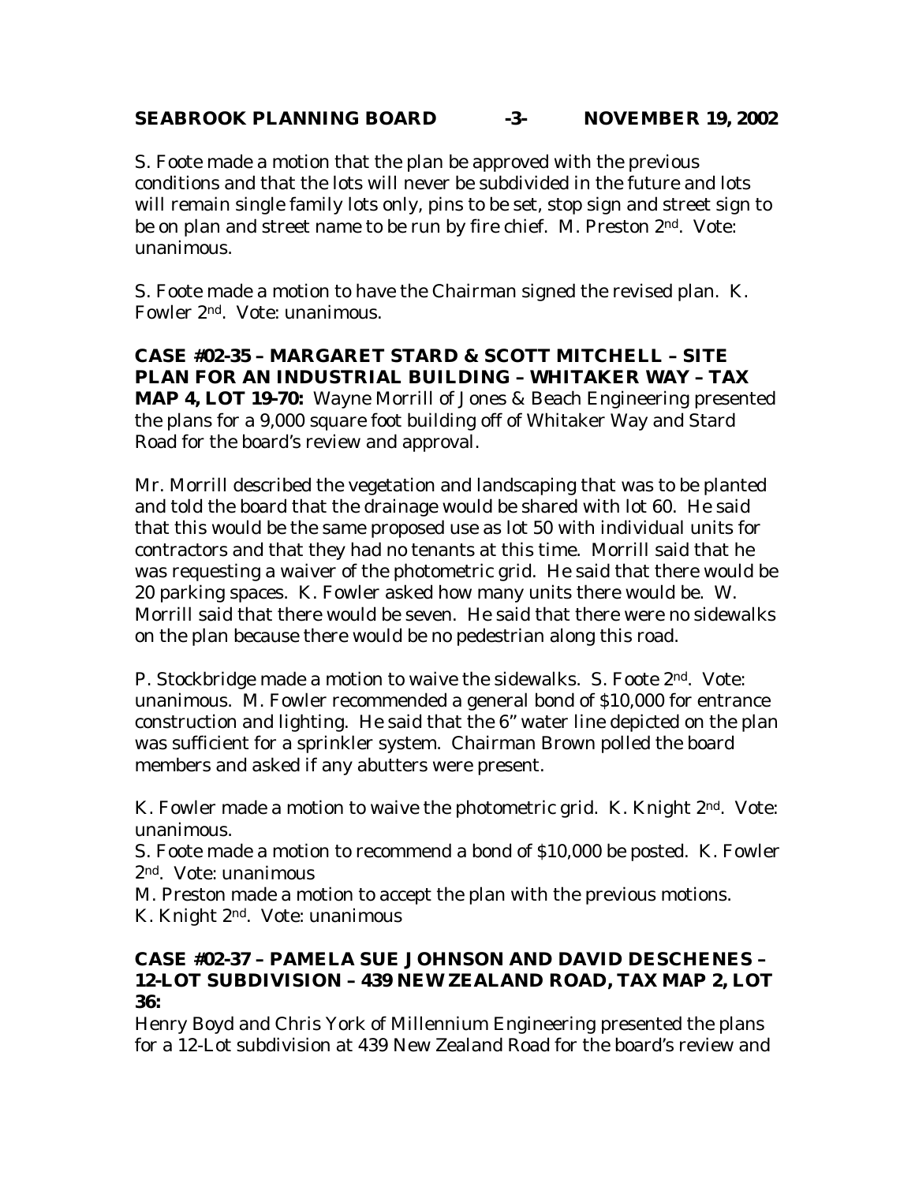S. Foote made a motion that the plan be approved with the previous conditions and that the lots will never be subdivided in the future and lots will remain single family lots only, pins to be set, stop sign and street sign to be on plan and street name to be run by fire chief. M. Preston 2nd. Vote: unanimous.

S. Foote made a motion to have the Chairman signed the revised plan. K. Fowler 2nd. Vote: unanimous.

**CASE #02-35 – MARGARET STARD & SCOTT MITCHELL – SITE PLAN FOR AN INDUSTRIAL BUILDING – WHITAKER WAY – TAX MAP 4, LOT 19-70:** Wayne Morrill of Jones & Beach Engineering presented the plans for a 9,000 square foot building off of Whitaker Way and Stard Road for the board's review and approval.

Mr. Morrill described the vegetation and landscaping that was to be planted and told the board that the drainage would be shared with lot 60. He said that this would be the same proposed use as lot 50 with individual units for contractors and that they had no tenants at this time. Morrill said that he was requesting a waiver of the photometric grid. He said that there would be 20 parking spaces. K. Fowler asked how many units there would be. W. Morrill said that there would be seven. He said that there were no sidewalks on the plan because there would be no pedestrian along this road.

P. Stockbridge made a motion to waive the sidewalks. S. Foote 2nd. Vote: unanimous. M. Fowler recommended a general bond of $10,000 for entrance construction and lighting. He said that the 6" water line depicted on the plan was sufficient for a sprinkler system. Chairman Brown polled the board members and asked if any abutters were present.

K. Fowler made a motion to waive the photometric grid. K. Knight 2nd. Vote: unanimous.
S. Foote made a motion to recommend a bond of $10,000 be posted. K. Fowler 2nd. Vote: unanimous
M. Preston made a motion to accept the plan with the previous motions. K. Knight 2nd. Vote: unanimous

**CASE #02-37 – PAMELA SUE JOHNSON AND DAVID DESCHENES – 12-LOT SUBDIVISION – 439 NEW ZEALAND ROAD, TAX MAP 2, LOT 36:**
Henry Boyd and Chris York of Millennium Engineering presented the plans for a 12-Lot subdivision at 439 New Zealand Road for the board's review and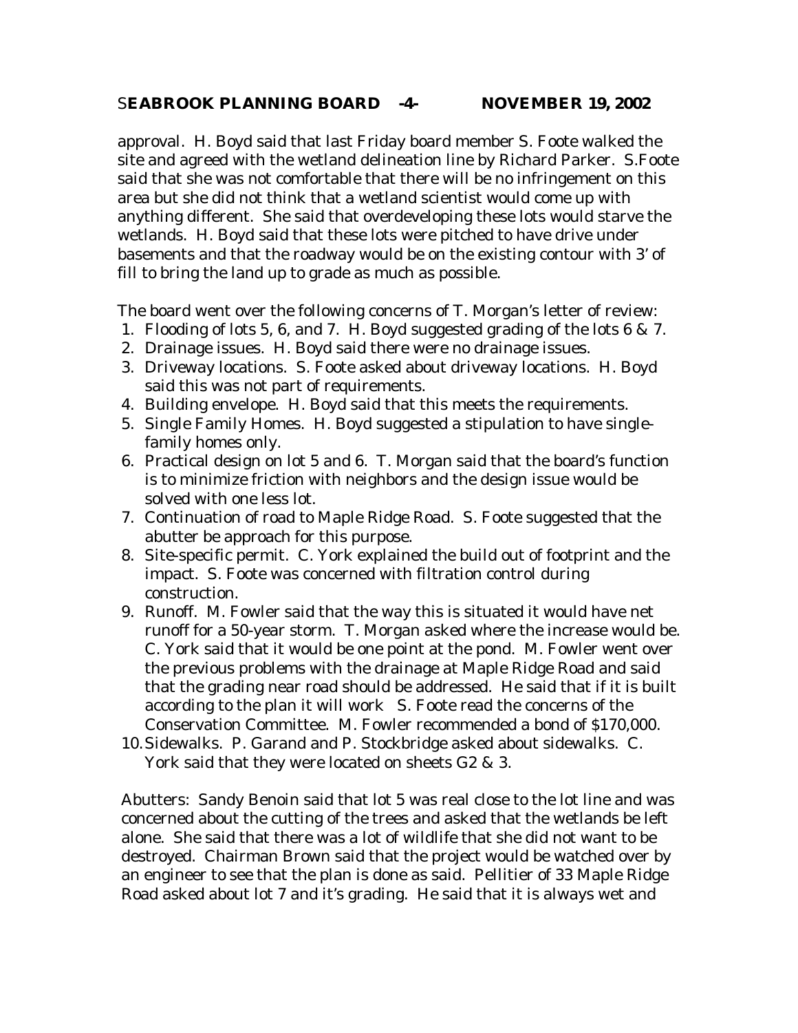approval. H. Boyd said that last Friday board member S. Foote walked the site and agreed with the wetland delineation line by Richard Parker. S.Foote said that she was not comfortable that there will be no infringement on this area but she did not think that a wetland scientist would come up with anything different. She said that overdeveloping these lots would starve the wetlands. H. Boyd said that these lots were pitched to have drive under basements and that the roadway would be on the existing contour with 3' of fill to bring the land up to grade as much as possible.

The board went over the following concerns of T. Morgan's letter of review:

1. Flooding of lots 5, 6, and 7. H. Boyd suggested grading of the lots 6 & 7.
2. Drainage issues. H. Boyd said there were no drainage issues.
3. Driveway locations. S. Foote asked about driveway locations. H. Boyd said this was not part of requirements.
4. Building envelope. H. Boyd said that this meets the requirements.
5. Single Family Homes. H. Boyd suggested a stipulation to have single-family homes only.
6. Practical design on lot 5 and 6. T. Morgan said that the board's function is to minimize friction with neighbors and the design issue would be solved with one less lot.
7. Continuation of road to Maple Ridge Road. S. Foote suggested that the abutter be approach for this purpose.
8. Site-specific permit. C. York explained the build out of footprint and the impact. S. Foote was concerned with filtration control during construction.
9. Runoff. M. Fowler said that the way this is situated it would have net runoff for a 50-year storm. T. Morgan asked where the increase would be. C. York said that it would be one point at the pond. M. Fowler went over the previous problems with the drainage at Maple Ridge Road and said that the grading near road should be addressed. He said that if it is built according to the plan it will work S. Foote read the concerns of the Conservation Committee. M. Fowler recommended a bond of $170,000.
10. Sidewalks. P. Garand and P. Stockbridge asked about sidewalks. C. York said that they were located on sheets G2 & 3.

Abutters: Sandy Benoin said that lot 5 was real close to the lot line and was concerned about the cutting of the trees and asked that the wetlands be left alone. She said that there was a lot of wildlife that she did not want to be destroyed. Chairman Brown said that the project would be watched over by an engineer to see that the plan is done as said. Pellitier of 33 Maple Ridge Road asked about lot 7 and it's grading. He said that it is always wet and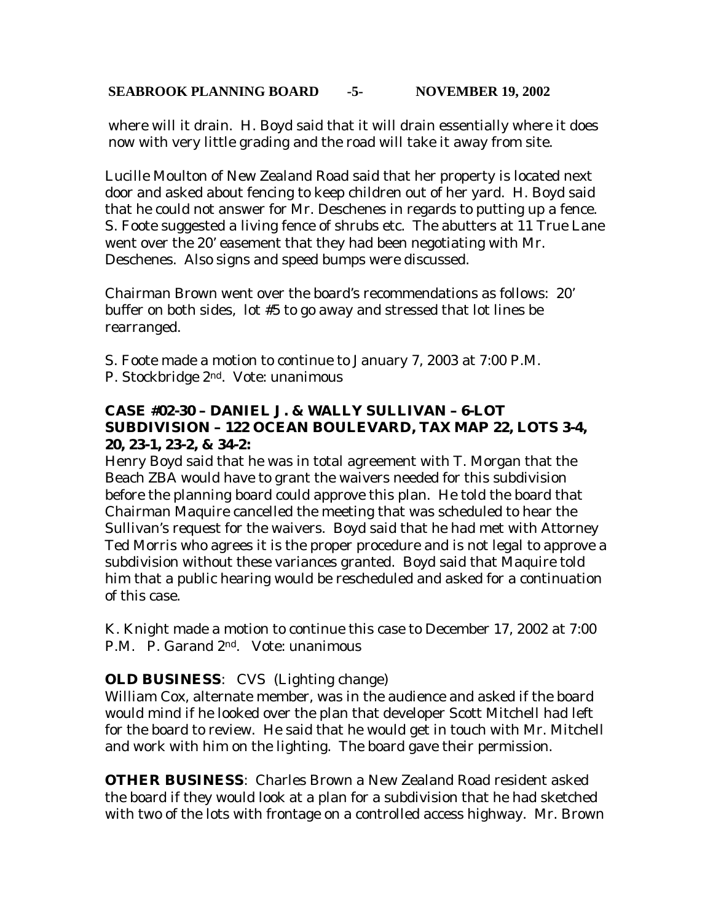where will it drain. H. Boyd said that it will drain essentially where it does now with very little grading and the road will take it away from site.

Lucille Moulton of New Zealand Road said that her property is located next door and asked about fencing to keep children out of her yard. H. Boyd said that he could not answer for Mr. Deschenes in regards to putting up a fence. S. Foote suggested a living fence of shrubs etc. The abutters at 11 True Lane went over the 20' easement that they had been negotiating with Mr. Deschenes. Also signs and speed bumps were discussed.

Chairman Brown went over the board's recommendations as follows: 20' buffer on both sides, lot #5 to go away and stressed that lot lines be rearranged.

S. Foote made a motion to continue to January 7, 2003 at 7:00 P.M.
P. Stockbridge 2nd. Vote: unanimous

**CASE #02-30 – DANIEL J. & WALLY SULLIVAN – 6-LOT SUBDIVISION – 122 OCEAN BOULEVARD, TAX MAP 22, LOTS 3-4, 20, 23-1, 23-2, & 34-2:**
Henry Boyd said that he was in total agreement with T. Morgan that the Beach ZBA would have to grant the waivers needed for this subdivision before the planning board could approve this plan. He told the board that Chairman Maquire cancelled the meeting that was scheduled to hear the Sullivan's request for the waivers. Boyd said that he had met with Attorney Ted Morris who agrees it is the proper procedure and is not legal to approve a subdivision without these variances granted. Boyd said that Maquire told him that a public hearing would be rescheduled and asked for a continuation of this case.

K. Knight made a motion to continue this case to December 17, 2002 at 7:00 P.M. P. Garand 2nd. Vote: unanimous

**OLD BUSINESS**: CVS (Lighting change)
William Cox, alternate member, was in the audience and asked if the board would mind if he looked over the plan that developer Scott Mitchell had left for the board to review. He said that he would get in touch with Mr. Mitchell and work with him on the lighting. The board gave their permission.

**OTHER BUSINESS**: Charles Brown a New Zealand Road resident asked the board if they would look at a plan for a subdivision that he had sketched with two of the lots with frontage on a controlled access highway. Mr. Brown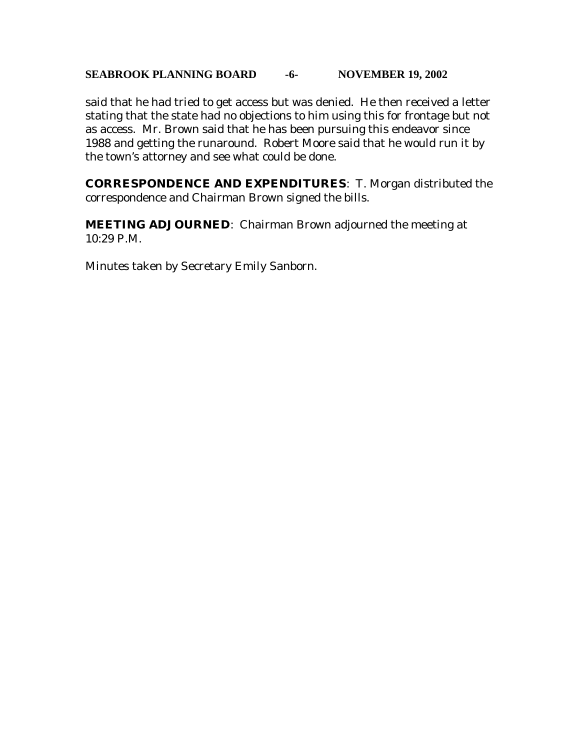said that he had tried to get access but was denied. He then received a letter stating that the state had no objections to him using this for frontage but not as access. Mr. Brown said that he has been pursuing this endeavor since 1988 and getting the runaround. Robert Moore said that he would run it by the town's attorney and see what could be done.

**CORRESPONDENCE AND EXPENDITURES**: T. Morgan distributed the correspondence and Chairman Brown signed the bills.

**MEETING ADJOURNED**: Chairman Brown adjourned the meeting at 10:29 P.M.

Minutes taken by Secretary Emily Sanborn.